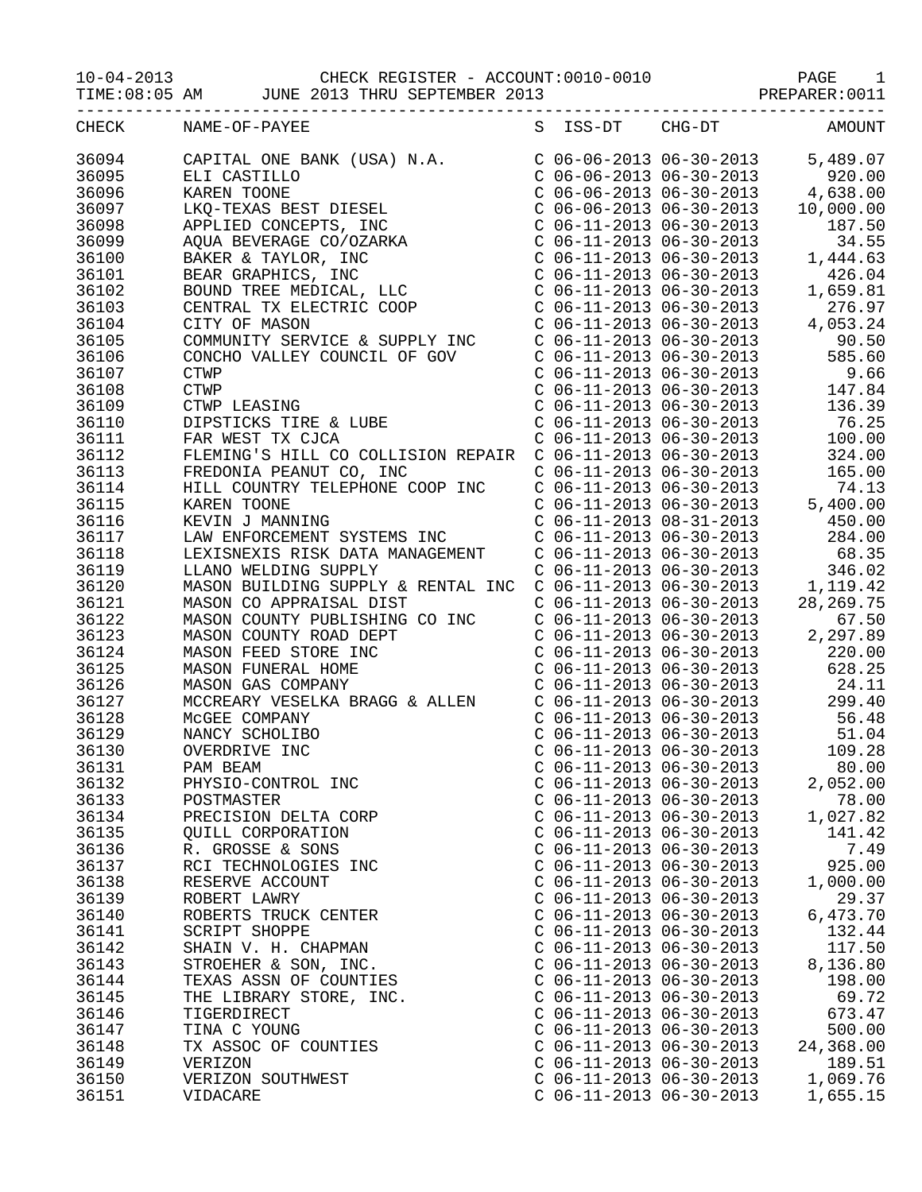10-04-2013 CHECK REGISTER - ACCOUNT:0010-0010

TIME:08:05 AM JUNE 2013 THRU SEPTEMBER 2013 PREPARER:0011

| CHECK | NAME-OF-PAYEE | S | ISS-DT | CHG-DT | AMOUNT |
|---|---|---|---|---|---|
| 36094 | CAPITAL ONE BANK (USA) N.A. | C | 06-06-2013 | 06-30-2013 | 5,489.07 |
| 36095 | ELI CASTILLO | C | 06-06-2013 | 06-30-2013 | 920.00 |
| 36096 | KAREN TOONE | C | 06-06-2013 | 06-30-2013 | 4,638.00 |
| 36097 | LKQ-TEXAS BEST DIESEL | C | 06-06-2013 | 06-30-2013 | 10,000.00 |
| 36098 | APPLIED CONCEPTS, INC | C | 06-11-2013 | 06-30-2013 | 187.50 |
| 36099 | AQUA BEVERAGE CO/OZARKA | C | 06-11-2013 | 06-30-2013 | 34.55 |
| 36100 | BAKER & TAYLOR, INC | C | 06-11-2013 | 06-30-2013 | 1,444.63 |
| 36101 | BEAR GRAPHICS, INC | C | 06-11-2013 | 06-30-2013 | 426.04 |
| 36102 | BOUND TREE MEDICAL, LLC | C | 06-11-2013 | 06-30-2013 | 1,659.81 |
| 36103 | CENTRAL TX ELECTRIC COOP | C | 06-11-2013 | 06-30-2013 | 276.97 |
| 36104 | CITY OF MASON | C | 06-11-2013 | 06-30-2013 | 4,053.24 |
| 36105 | COMMUNITY SERVICE & SUPPLY INC | C | 06-11-2013 | 06-30-2013 | 90.50 |
| 36106 | CONCHO VALLEY COUNCIL OF GOV | C | 06-11-2013 | 06-30-2013 | 585.60 |
| 36107 | CTWP | C | 06-11-2013 | 06-30-2013 | 9.66 |
| 36108 | CTWP | C | 06-11-2013 | 06-30-2013 | 147.84 |
| 36109 | CTWP LEASING | C | 06-11-2013 | 06-30-2013 | 136.39 |
| 36110 | DIPSTICKS TIRE & LUBE | C | 06-11-2013 | 06-30-2013 | 76.25 |
| 36111 | FAR WEST TX CJCA | C | 06-11-2013 | 06-30-2013 | 100.00 |
| 36112 | FLEMING'S HILL CO COLLISION REPAIR | C | 06-11-2013 | 06-30-2013 | 324.00 |
| 36113 | FREDONIA PEANUT CO, INC | C | 06-11-2013 | 06-30-2013 | 165.00 |
| 36114 | HILL COUNTRY TELEPHONE COOP INC | C | 06-11-2013 | 06-30-2013 | 74.13 |
| 36115 | KAREN TOONE | C | 06-11-2013 | 06-30-2013 | 5,400.00 |
| 36116 | KEVIN J MANNING | C | 06-11-2013 | 08-31-2013 | 450.00 |
| 36117 | LAW ENFORCEMENT SYSTEMS INC | C | 06-11-2013 | 06-30-2013 | 284.00 |
| 36118 | LEXISNEXIS RISK DATA MANAGEMENT | C | 06-11-2013 | 06-30-2013 | 68.35 |
| 36119 | LLANO WELDING SUPPLY | C | 06-11-2013 | 06-30-2013 | 346.02 |
| 36120 | MASON BUILDING SUPPLY & RENTAL INC | C | 06-11-2013 | 06-30-2013 | 1,119.42 |
| 36121 | MASON CO APPRAISAL DIST | C | 06-11-2013 | 06-30-2013 | 28,269.75 |
| 36122 | MASON COUNTY PUBLISHING CO INC | C | 06-11-2013 | 06-30-2013 | 67.50 |
| 36123 | MASON COUNTY ROAD DEPT | C | 06-11-2013 | 06-30-2013 | 2,297.89 |
| 36124 | MASON FEED STORE INC | C | 06-11-2013 | 06-30-2013 | 220.00 |
| 36125 | MASON FUNERAL HOME | C | 06-11-2013 | 06-30-2013 | 628.25 |
| 36126 | MASON GAS COMPANY | C | 06-11-2013 | 06-30-2013 | 24.11 |
| 36127 | MCCREARY VESELKA BRAGG & ALLEN | C | 06-11-2013 | 06-30-2013 | 299.40 |
| 36128 | McGEE COMPANY | C | 06-11-2013 | 06-30-2013 | 56.48 |
| 36129 | NANCY SCHOLIBO | C | 06-11-2013 | 06-30-2013 | 51.04 |
| 36130 | OVERDRIVE INC | C | 06-11-2013 | 06-30-2013 | 109.28 |
| 36131 | PAM BEAM | C | 06-11-2013 | 06-30-2013 | 80.00 |
| 36132 | PHYSIO-CONTROL INC | C | 06-11-2013 | 06-30-2013 | 2,052.00 |
| 36133 | POSTMASTER | C | 06-11-2013 | 06-30-2013 | 78.00 |
| 36134 | PRECISION DELTA CORP | C | 06-11-2013 | 06-30-2013 | 1,027.82 |
| 36135 | QUILL CORPORATION | C | 06-11-2013 | 06-30-2013 | 141.42 |
| 36136 | R. GROSSE & SONS | C | 06-11-2013 | 06-30-2013 | 7.49 |
| 36137 | RCI TECHNOLOGIES INC | C | 06-11-2013 | 06-30-2013 | 925.00 |
| 36138 | RESERVE ACCOUNT | C | 06-11-2013 | 06-30-2013 | 1,000.00 |
| 36139 | ROBERT LAWRY | C | 06-11-2013 | 06-30-2013 | 29.37 |
| 36140 | ROBERTS TRUCK CENTER | C | 06-11-2013 | 06-30-2013 | 6,473.70 |
| 36141 | SCRIPT SHOPPE | C | 06-11-2013 | 06-30-2013 | 132.44 |
| 36142 | SHAIN V. H. CHAPMAN | C | 06-11-2013 | 06-30-2013 | 117.50 |
| 36143 | STROEHER & SON, INC. | C | 06-11-2013 | 06-30-2013 | 8,136.80 |
| 36144 | TEXAS ASSN OF COUNTIES | C | 06-11-2013 | 06-30-2013 | 198.00 |
| 36145 | THE LIBRARY STORE, INC. | C | 06-11-2013 | 06-30-2013 | 69.72 |
| 36146 | TIGERDIRECT | C | 06-11-2013 | 06-30-2013 | 673.47 |
| 36147 | TINA C YOUNG | C | 06-11-2013 | 06-30-2013 | 500.00 |
| 36148 | TX ASSOC OF COUNTIES | C | 06-11-2013 | 06-30-2013 | 24,368.00 |
| 36149 | VERIZON | C | 06-11-2013 | 06-30-2013 | 189.51 |
| 36150 | VERIZON SOUTHWEST | C | 06-11-2013 | 06-30-2013 | 1,069.76 |
| 36151 | VIDACARE | C | 06-11-2013 | 06-30-2013 | 1,655.15 |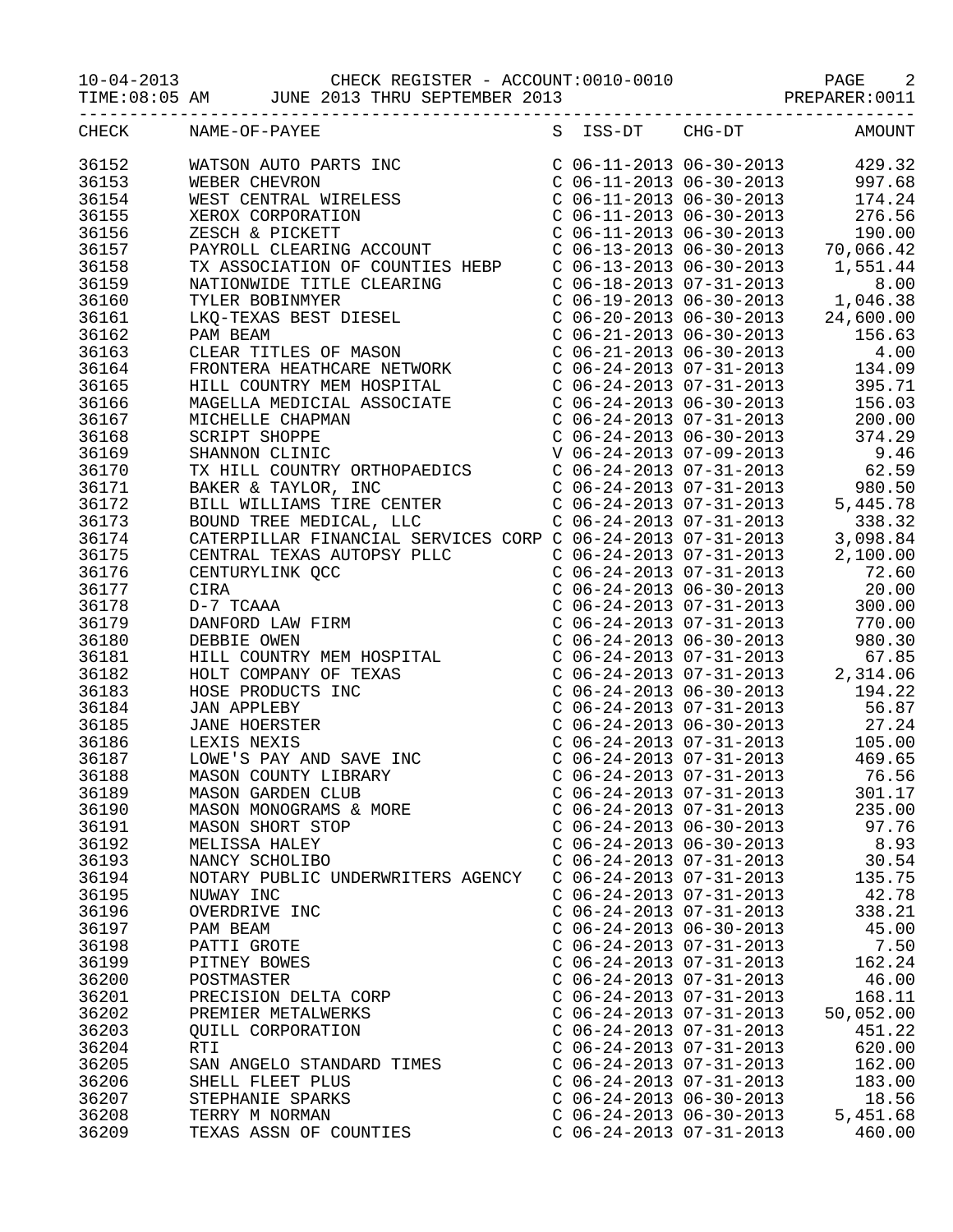10-04-2013 CHECK REGISTER - ACCOUNT:0010-0010
TIME:08:05 AM JUNE 2013 THRU SEPTEMBER 2013 PREPARER:0011

| CHECK | NAME-OF-PAYEE | S | ISS-DT | CHG-DT | AMOUNT |
|---|---|---|---|---|---|
| 36152 | WATSON AUTO PARTS INC | C | 06-11-2013 | 06-30-2013 | 429.32 |
| 36153 | WEBER CHEVRON | C | 06-11-2013 | 06-30-2013 | 997.68 |
| 36154 | WEST CENTRAL WIRELESS | C | 06-11-2013 | 06-30-2013 | 174.24 |
| 36155 | XEROX CORPORATION | C | 06-11-2013 | 06-30-2013 | 276.56 |
| 36156 | ZESCH & PICKETT | C | 06-11-2013 | 06-30-2013 | 190.00 |
| 36157 | PAYROLL CLEARING ACCOUNT | C | 06-13-2013 | 06-30-2013 | 70,066.42 |
| 36158 | TX ASSOCIATION OF COUNTIES HEBP | C | 06-13-2013 | 06-30-2013 | 1,551.44 |
| 36159 | NATIONWIDE TITLE CLEARING | C | 06-18-2013 | 07-31-2013 | 8.00 |
| 36160 | TYLER BOBINMYER | C | 06-19-2013 | 06-30-2013 | 1,046.38 |
| 36161 | LKQ-TEXAS BEST DIESEL | C | 06-20-2013 | 06-30-2013 | 24,600.00 |
| 36162 | PAM BEAM | C | 06-21-2013 | 06-30-2013 | 156.63 |
| 36163 | CLEAR TITLES OF MASON | C | 06-21-2013 | 06-30-2013 | 4.00 |
| 36164 | FRONTERA HEATHCARE NETWORK | C | 06-24-2013 | 07-31-2013 | 134.09 |
| 36165 | HILL COUNTRY MEM HOSPITAL | C | 06-24-2013 | 07-31-2013 | 395.71 |
| 36166 | MAGELLA MEDICIAL ASSOCIATE | C | 06-24-2013 | 06-30-2013 | 156.03 |
| 36167 | MICHELLE CHAPMAN | C | 06-24-2013 | 07-31-2013 | 200.00 |
| 36168 | SCRIPT SHOPPE | C | 06-24-2013 | 06-30-2013 | 374.29 |
| 36169 | SHANNON CLINIC | V | 06-24-2013 | 07-09-2013 | 9.46 |
| 36170 | TX HILL COUNTRY ORTHOPAEDICS | C | 06-24-2013 | 07-31-2013 | 62.59 |
| 36171 | BAKER & TAYLOR, INC | C | 06-24-2013 | 07-31-2013 | 980.50 |
| 36172 | BILL WILLIAMS TIRE CENTER | C | 06-24-2013 | 07-31-2013 | 5,445.78 |
| 36173 | BOUND TREE MEDICAL, LLC | C | 06-24-2013 | 07-31-2013 | 338.32 |
| 36174 | CATERPILLAR FINANCIAL SERVICES CORP | C | 06-24-2013 | 07-31-2013 | 3,098.84 |
| 36175 | CENTRAL TEXAS AUTOPSY PLLC | C | 06-24-2013 | 07-31-2013 | 2,100.00 |
| 36176 | CENTURYLINK QCC | C | 06-24-2013 | 07-31-2013 | 72.60 |
| 36177 | CIRA | C | 06-24-2013 | 06-30-2013 | 20.00 |
| 36178 | D-7 TCAAA | C | 06-24-2013 | 07-31-2013 | 300.00 |
| 36179 | DANFORD LAW FIRM | C | 06-24-2013 | 07-31-2013 | 770.00 |
| 36180 | DEBBIE OWEN | C | 06-24-2013 | 06-30-2013 | 980.30 |
| 36181 | HILL COUNTRY MEM HOSPITAL | C | 06-24-2013 | 07-31-2013 | 67.85 |
| 36182 | HOLT COMPANY OF TEXAS | C | 06-24-2013 | 07-31-2013 | 2,314.06 |
| 36183 | HOSE PRODUCTS INC | C | 06-24-2013 | 06-30-2013 | 194.22 |
| 36184 | JAN APPLEBY | C | 06-24-2013 | 07-31-2013 | 56.87 |
| 36185 | JANE HOERSTER | C | 06-24-2013 | 06-30-2013 | 27.24 |
| 36186 | LEXIS NEXIS | C | 06-24-2013 | 07-31-2013 | 105.00 |
| 36187 | LOWE'S PAY AND SAVE INC | C | 06-24-2013 | 07-31-2013 | 469.65 |
| 36188 | MASON COUNTY LIBRARY | C | 06-24-2013 | 07-31-2013 | 76.56 |
| 36189 | MASON GARDEN CLUB | C | 06-24-2013 | 07-31-2013 | 301.17 |
| 36190 | MASON MONOGRAMS & MORE | C | 06-24-2013 | 07-31-2013 | 235.00 |
| 36191 | MASON SHORT STOP | C | 06-24-2013 | 06-30-2013 | 97.76 |
| 36192 | MELISSA HALEY | C | 06-24-2013 | 06-30-2013 | 8.93 |
| 36193 | NANCY SCHOLIBO | C | 06-24-2013 | 07-31-2013 | 30.54 |
| 36194 | NOTARY PUBLIC UNDERWRITERS AGENCY | C | 06-24-2013 | 07-31-2013 | 135.75 |
| 36195 | NUWAY INC | C | 06-24-2013 | 07-31-2013 | 42.78 |
| 36196 | OVERDRIVE INC | C | 06-24-2013 | 07-31-2013 | 338.21 |
| 36197 | PAM BEAM | C | 06-24-2013 | 06-30-2013 | 45.00 |
| 36198 | PATTI GROTE | C | 06-24-2013 | 07-31-2013 | 7.50 |
| 36199 | PITNEY BOWES | C | 06-24-2013 | 07-31-2013 | 162.24 |
| 36200 | POSTMASTER | C | 06-24-2013 | 07-31-2013 | 46.00 |
| 36201 | PRECISION DELTA CORP | C | 06-24-2013 | 07-31-2013 | 168.11 |
| 36202 | PREMIER METALWERKS | C | 06-24-2013 | 07-31-2013 | 50,052.00 |
| 36203 | QUILL CORPORATION | C | 06-24-2013 | 07-31-2013 | 451.22 |
| 36204 | RTI | C | 06-24-2013 | 07-31-2013 | 620.00 |
| 36205 | SAN ANGELO STANDARD TIMES | C | 06-24-2013 | 07-31-2013 | 162.00 |
| 36206 | SHELL FLEET PLUS | C | 06-24-2013 | 07-31-2013 | 183.00 |
| 36207 | STEPHANIE SPARKS | C | 06-24-2013 | 06-30-2013 | 18.56 |
| 36208 | TERRY M NORMAN | C | 06-24-2013 | 06-30-2013 | 5,451.68 |
| 36209 | TEXAS ASSN OF COUNTIES | C | 06-24-2013 | 07-31-2013 | 460.00 |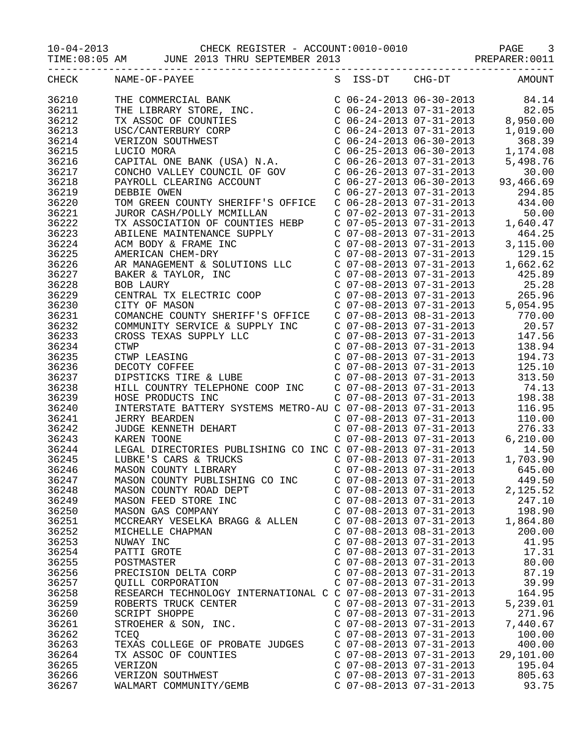10-04-2013 CHECK REGISTER - ACCOUNT:0010-0010 PAGE 3
TIME:08:05 AM JUNE 2013 THRU SEPTEMBER 2013 PREPARER:0011

| CHECK | NAME-OF-PAYEE | S | ISS-DT | CHG-DT | AMOUNT |
|---|---|---|---|---|---|
| 36210 | THE COMMERCIAL BANK | C | 06-24-2013 | 06-30-2013 | 84.14 |
| 36211 | THE LIBRARY STORE, INC. | C | 06-24-2013 | 07-31-2013 | 82.05 |
| 36212 | TX ASSOC OF COUNTIES | C | 06-24-2013 | 07-31-2013 | 8,950.00 |
| 36213 | USC/CANTERBURY CORP | C | 06-24-2013 | 07-31-2013 | 1,019.00 |
| 36214 | VERIZON SOUTHWEST | C | 06-24-2013 | 06-30-2013 | 368.39 |
| 36215 | LUCIO MORA | C | 06-25-2013 | 06-30-2013 | 1,174.08 |
| 36216 | CAPITAL ONE BANK (USA) N.A. | C | 06-26-2013 | 07-31-2013 | 5,498.76 |
| 36217 | CONCHO VALLEY COUNCIL OF GOV | C | 06-26-2013 | 07-31-2013 | 30.00 |
| 36218 | PAYROLL CLEARING ACCOUNT | C | 06-27-2013 | 06-30-2013 | 93,466.69 |
| 36219 | DEBBIE OWEN | C | 06-27-2013 | 07-31-2013 | 294.85 |
| 36220 | TOM GREEN COUNTY SHERIFF'S OFFICE | C | 06-28-2013 | 07-31-2013 | 434.00 |
| 36221 | JUROR CASH/POLLY MCMILLAN | C | 07-02-2013 | 07-31-2013 | 50.00 |
| 36222 | TX ASSOCIATION OF COUNTIES HEBP | C | 07-05-2013 | 07-31-2013 | 1,640.47 |
| 36223 | ABILENE MAINTENANCE SUPPLY | C | 07-08-2013 | 07-31-2013 | 464.25 |
| 36224 | ACM BODY & FRAME INC | C | 07-08-2013 | 07-31-2013 | 3,115.00 |
| 36225 | AMERICAN CHEM-DRY | C | 07-08-2013 | 07-31-2013 | 129.15 |
| 36226 | AR MANAGEMENT & SOLUTIONS LLC | C | 07-08-2013 | 07-31-2013 | 1,662.62 |
| 36227 | BAKER & TAYLOR, INC | C | 07-08-2013 | 07-31-2013 | 425.89 |
| 36228 | BOB LAURY | C | 07-08-2013 | 07-31-2013 | 25.28 |
| 36229 | CENTRAL TX ELECTRIC COOP | C | 07-08-2013 | 07-31-2013 | 265.96 |
| 36230 | CITY OF MASON | C | 07-08-2013 | 07-31-2013 | 5,054.95 |
| 36231 | COMANCHE COUNTY SHERIFF'S OFFICE | C | 07-08-2013 | 08-31-2013 | 770.00 |
| 36232 | COMMUNITY SERVICE & SUPPLY INC | C | 07-08-2013 | 07-31-2013 | 20.57 |
| 36233 | CROSS TEXAS SUPPLY LLC | C | 07-08-2013 | 07-31-2013 | 147.56 |
| 36234 | CTWP | C | 07-08-2013 | 07-31-2013 | 138.94 |
| 36235 | CTWP LEASING | C | 07-08-2013 | 07-31-2013 | 194.73 |
| 36236 | DECOTY COFFEE | C | 07-08-2013 | 07-31-2013 | 125.10 |
| 36237 | DIPSTICKS TIRE & LUBE | C | 07-08-2013 | 07-31-2013 | 313.50 |
| 36238 | HILL COUNTRY TELEPHONE COOP INC | C | 07-08-2013 | 07-31-2013 | 74.13 |
| 36239 | HOSE PRODUCTS INC | C | 07-08-2013 | 07-31-2013 | 198.38 |
| 36240 | INTERSTATE BATTERY SYSTEMS METRO-AU | C | 07-08-2013 | 07-31-2013 | 116.95 |
| 36241 | JERRY BEARDEN | C | 07-08-2013 | 07-31-2013 | 110.00 |
| 36242 | JUDGE KENNETH DEHART | C | 07-08-2013 | 07-31-2013 | 276.33 |
| 36243 | KAREN TOONE | C | 07-08-2013 | 07-31-2013 | 6,210.00 |
| 36244 | LEGAL DIRECTORIES PUBLISHING CO INC | C | 07-08-2013 | 07-31-2013 | 14.50 |
| 36245 | LUBKE'S CARS & TRUCKS | C | 07-08-2013 | 07-31-2013 | 1,703.90 |
| 36246 | MASON COUNTY LIBRARY | C | 07-08-2013 | 07-31-2013 | 645.00 |
| 36247 | MASON COUNTY PUBLISHING CO INC | C | 07-08-2013 | 07-31-2013 | 449.50 |
| 36248 | MASON COUNTY ROAD DEPT | C | 07-08-2013 | 07-31-2013 | 2,125.52 |
| 36249 | MASON FEED STORE INC | C | 07-08-2013 | 07-31-2013 | 247.10 |
| 36250 | MASON GAS COMPANY | C | 07-08-2013 | 07-31-2013 | 198.90 |
| 36251 | MCCREARY VESELKA BRAGG & ALLEN | C | 07-08-2013 | 07-31-2013 | 1,864.80 |
| 36252 | MICHELLE CHAPMAN | C | 07-08-2013 | 08-31-2013 | 200.00 |
| 36253 | NUWAY INC | C | 07-08-2013 | 07-31-2013 | 41.95 |
| 36254 | PATTI GROTE | C | 07-08-2013 | 07-31-2013 | 17.31 |
| 36255 | POSTMASTER | C | 07-08-2013 | 07-31-2013 | 80.00 |
| 36256 | PRECISION DELTA CORP | C | 07-08-2013 | 07-31-2013 | 87.19 |
| 36257 | QUILL CORPORATION | C | 07-08-2013 | 07-31-2013 | 39.99 |
| 36258 | RESEARCH TECHNOLOGY INTERNATIONAL C | C | 07-08-2013 | 07-31-2013 | 164.95 |
| 36259 | ROBERTS TRUCK CENTER | C | 07-08-2013 | 07-31-2013 | 5,239.01 |
| 36260 | SCRIPT SHOPPE | C | 07-08-2013 | 07-31-2013 | 271.96 |
| 36261 | STROEHER & SON, INC. | C | 07-08-2013 | 07-31-2013 | 7,440.67 |
| 36262 | TCEQ | C | 07-08-2013 | 07-31-2013 | 100.00 |
| 36263 | TEXAS COLLEGE OF PROBATE JUDGES | C | 07-08-2013 | 07-31-2013 | 400.00 |
| 36264 | TX ASSOC OF COUNTIES | C | 07-08-2013 | 07-31-2013 | 29,101.00 |
| 36265 | VERIZON | C | 07-08-2013 | 07-31-2013 | 195.04 |
| 36266 | VERIZON SOUTHWEST | C | 07-08-2013 | 07-31-2013 | 805.63 |
| 36267 | WALMART COMMUNITY/GEMB | C | 07-08-2013 | 07-31-2013 | 93.75 |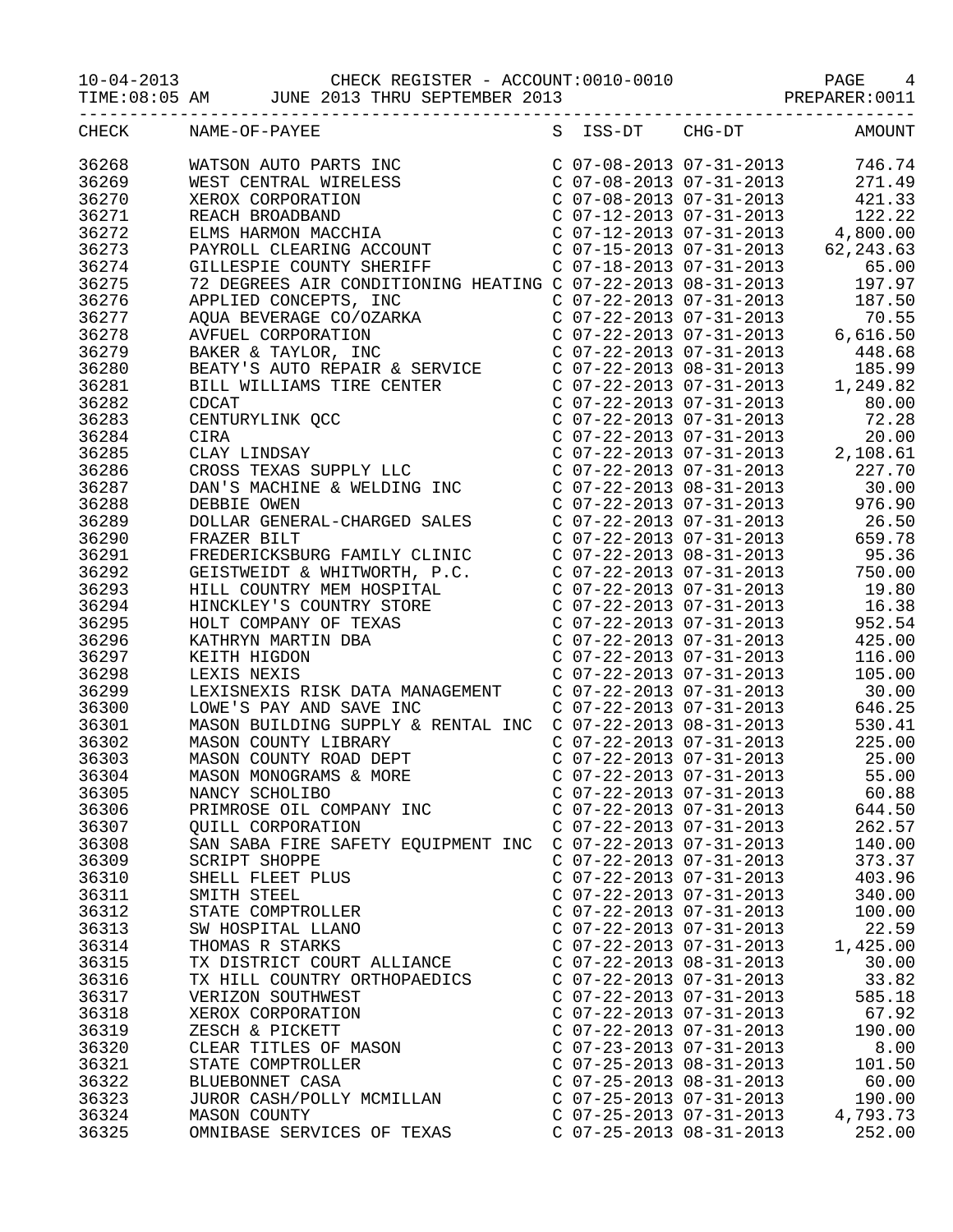10-04-2013 CHECK REGISTER - ACCOUNT:0010-0010
TIME:08:05 AM JUNE 2013 THRU SEPTEMBER 2013 PREPARER:0011

| CHECK | NAME-OF-PAYEE | S | ISS-DT | CHG-DT | AMOUNT |
|---|---|---|---|---|---|
| 36268 | WATSON AUTO PARTS INC | C | 07-08-2013 | 07-31-2013 | 746.74 |
| 36269 | WEST CENTRAL WIRELESS | C | 07-08-2013 | 07-31-2013 | 271.49 |
| 36270 | XEROX CORPORATION | C | 07-08-2013 | 07-31-2013 | 421.33 |
| 36271 | REACH BROADBAND | C | 07-12-2013 | 07-31-2013 | 122.22 |
| 36272 | ELMS HARMON MACCHIA | C | 07-12-2013 | 07-31-2013 | 4,800.00 |
| 36273 | PAYROLL CLEARING ACCOUNT | C | 07-15-2013 | 07-31-2013 | 62,243.63 |
| 36274 | GILLESPIE COUNTY SHERIFF | C | 07-18-2013 | 07-31-2013 | 65.00 |
| 36275 | 72 DEGREES AIR CONDITIONING HEATING | C | 07-22-2013 | 08-31-2013 | 197.97 |
| 36276 | APPLIED CONCEPTS, INC | C | 07-22-2013 | 07-31-2013 | 187.50 |
| 36277 | AQUA BEVERAGE CO/OZARKA | C | 07-22-2013 | 07-31-2013 | 70.55 |
| 36278 | AVFUEL CORPORATION | C | 07-22-2013 | 07-31-2013 | 6,616.50 |
| 36279 | BAKER & TAYLOR, INC | C | 07-22-2013 | 07-31-2013 | 448.68 |
| 36280 | BEATY'S AUTO REPAIR & SERVICE | C | 07-22-2013 | 08-31-2013 | 185.99 |
| 36281 | BILL WILLIAMS TIRE CENTER | C | 07-22-2013 | 07-31-2013 | 1,249.82 |
| 36282 | CDCAT | C | 07-22-2013 | 07-31-2013 | 80.00 |
| 36283 | CENTURYLINK QCC | C | 07-22-2013 | 07-31-2013 | 72.28 |
| 36284 | CIRA | C | 07-22-2013 | 07-31-2013 | 20.00 |
| 36285 | CLAY LINDSAY | C | 07-22-2013 | 07-31-2013 | 2,108.61 |
| 36286 | CROSS TEXAS SUPPLY LLC | C | 07-22-2013 | 07-31-2013 | 227.70 |
| 36287 | DAN'S MACHINE & WELDING INC | C | 07-22-2013 | 08-31-2013 | 30.00 |
| 36288 | DEBBIE OWEN | C | 07-22-2013 | 07-31-2013 | 976.90 |
| 36289 | DOLLAR GENERAL-CHARGED SALES | C | 07-22-2013 | 07-31-2013 | 26.50 |
| 36290 | FRAZER BILT | C | 07-22-2013 | 07-31-2013 | 659.78 |
| 36291 | FREDERICKSBURG FAMILY CLINIC | C | 07-22-2013 | 08-31-2013 | 95.36 |
| 36292 | GEISTWEIDT & WHITWORTH, P.C. | C | 07-22-2013 | 07-31-2013 | 750.00 |
| 36293 | HILL COUNTRY MEM HOSPITAL | C | 07-22-2013 | 07-31-2013 | 19.80 |
| 36294 | HINCKLEY'S COUNTRY STORE | C | 07-22-2013 | 07-31-2013 | 16.38 |
| 36295 | HOLT COMPANY OF TEXAS | C | 07-22-2013 | 07-31-2013 | 952.54 |
| 36296 | KATHRYN MARTIN DBA | C | 07-22-2013 | 07-31-2013 | 425.00 |
| 36297 | KEITH HIGDON | C | 07-22-2013 | 07-31-2013 | 116.00 |
| 36298 | LEXIS NEXIS | C | 07-22-2013 | 07-31-2013 | 105.00 |
| 36299 | LEXISNEXIS RISK DATA MANAGEMENT | C | 07-22-2013 | 07-31-2013 | 30.00 |
| 36300 | LOWE'S PAY AND SAVE INC | C | 07-22-2013 | 07-31-2013 | 646.25 |
| 36301 | MASON BUILDING SUPPLY & RENTAL INC | C | 07-22-2013 | 08-31-2013 | 530.41 |
| 36302 | MASON COUNTY LIBRARY | C | 07-22-2013 | 07-31-2013 | 225.00 |
| 36303 | MASON COUNTY ROAD DEPT | C | 07-22-2013 | 07-31-2013 | 25.00 |
| 36304 | MASON MONOGRAMS & MORE | C | 07-22-2013 | 07-31-2013 | 55.00 |
| 36305 | NANCY SCHOLIBO | C | 07-22-2013 | 07-31-2013 | 60.88 |
| 36306 | PRIMROSE OIL COMPANY INC | C | 07-22-2013 | 07-31-2013 | 644.50 |
| 36307 | QUILL CORPORATION | C | 07-22-2013 | 07-31-2013 | 262.57 |
| 36308 | SAN SABA FIRE SAFETY EQUIPMENT INC | C | 07-22-2013 | 07-31-2013 | 140.00 |
| 36309 | SCRIPT SHOPPE | C | 07-22-2013 | 07-31-2013 | 373.37 |
| 36310 | SHELL FLEET PLUS | C | 07-22-2013 | 07-31-2013 | 403.96 |
| 36311 | SMITH STEEL | C | 07-22-2013 | 07-31-2013 | 340.00 |
| 36312 | STATE COMPTROLLER | C | 07-22-2013 | 07-31-2013 | 100.00 |
| 36313 | SW HOSPITAL LLANO | C | 07-22-2013 | 07-31-2013 | 22.59 |
| 36314 | THOMAS R STARKS | C | 07-22-2013 | 07-31-2013 | 1,425.00 |
| 36315 | TX DISTRICT COURT ALLIANCE | C | 07-22-2013 | 08-31-2013 | 30.00 |
| 36316 | TX HILL COUNTRY ORTHOPAEDICS | C | 07-22-2013 | 07-31-2013 | 33.82 |
| 36317 | VERIZON SOUTHWEST | C | 07-22-2013 | 07-31-2013 | 585.18 |
| 36318 | XEROX CORPORATION | C | 07-22-2013 | 07-31-2013 | 67.92 |
| 36319 | ZESCH & PICKETT | C | 07-22-2013 | 07-31-2013 | 190.00 |
| 36320 | CLEAR TITLES OF MASON | C | 07-23-2013 | 07-31-2013 | 8.00 |
| 36321 | STATE COMPTROLLER | C | 07-25-2013 | 08-31-2013 | 101.50 |
| 36322 | BLUEBONNET CASA | C | 07-25-2013 | 08-31-2013 | 60.00 |
| 36323 | JUROR CASH/POLLY MCMILLAN | C | 07-25-2013 | 07-31-2013 | 190.00 |
| 36324 | MASON COUNTY | C | 07-25-2013 | 07-31-2013 | 4,793.73 |
| 36325 | OMNIBASE SERVICES OF TEXAS | C | 07-25-2013 | 08-31-2013 | 252.00 |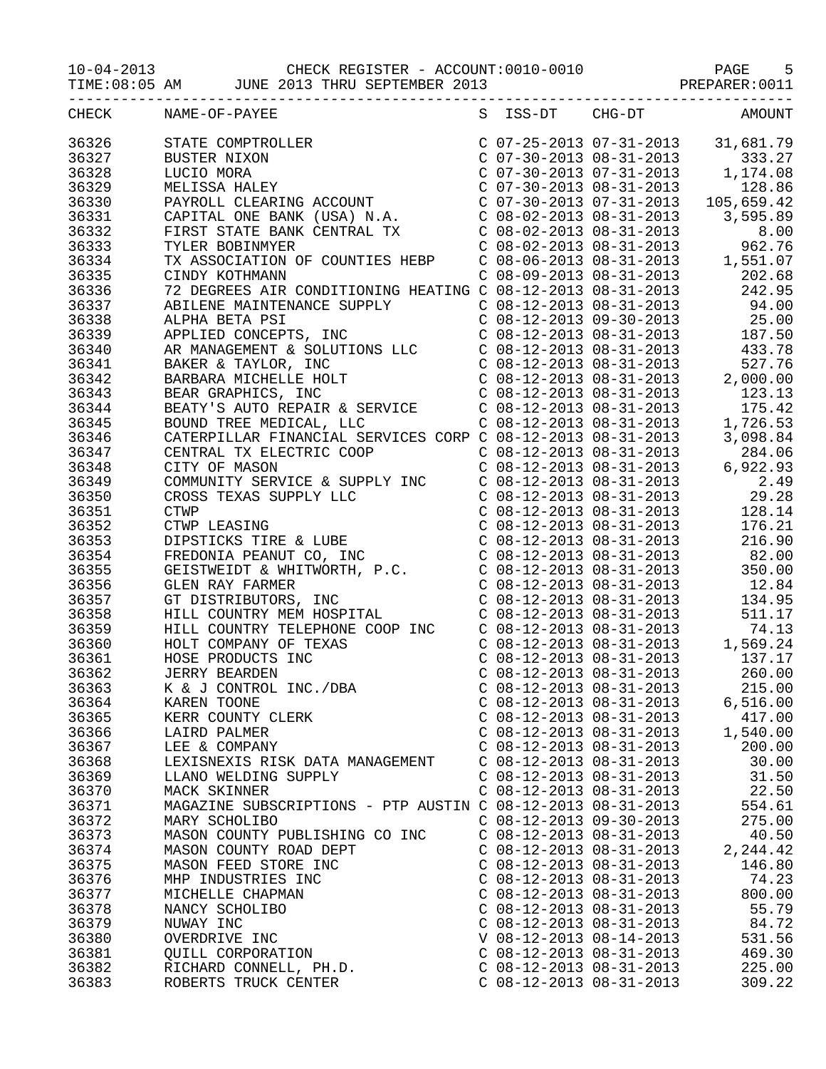10-04-2013 CHECK REGISTER - ACCOUNT:0010-0010 PAGE 5
TIME:08:05 AM JUNE 2013 THRU SEPTEMBER 2013 PREPARER:0011

| CHECK | NAME-OF-PAYEE | S | ISS-DT | CHG-DT | AMOUNT |
|---|---|---|---|---|---|
| 36326 | STATE COMPTROLLER | C | 07-25-2013 | 07-31-2013 | 31,681.79 |
| 36327 | BUSTER NIXON | C | 07-30-2013 | 08-31-2013 | 333.27 |
| 36328 | LUCIO MORA | C | 07-30-2013 | 07-31-2013 | 1,174.08 |
| 36329 | MELISSA HALEY | C | 07-30-2013 | 08-31-2013 | 128.86 |
| 36330 | PAYROLL CLEARING ACCOUNT | C | 07-30-2013 | 07-31-2013 | 105,659.42 |
| 36331 | CAPITAL ONE BANK (USA) N.A. | C | 08-02-2013 | 08-31-2013 | 3,595.89 |
| 36332 | FIRST STATE BANK CENTRAL TX | C | 08-02-2013 | 08-31-2013 | 8.00 |
| 36333 | TYLER BOBINMYER | C | 08-02-2013 | 08-31-2013 | 962.76 |
| 36334 | TX ASSOCIATION OF COUNTIES HEBP | C | 08-06-2013 | 08-31-2013 | 1,551.07 |
| 36335 | CINDY KOTHMANN | C | 08-09-2013 | 08-31-2013 | 202.68 |
| 36336 | 72 DEGREES AIR CONDITIONING HEATING | C | 08-12-2013 | 08-31-2013 | 242.95 |
| 36337 | ABILENE MAINTENANCE SUPPLY | C | 08-12-2013 | 08-31-2013 | 94.00 |
| 36338 | ALPHA BETA PSI | C | 08-12-2013 | 09-30-2013 | 25.00 |
| 36339 | APPLIED CONCEPTS, INC | C | 08-12-2013 | 08-31-2013 | 187.50 |
| 36340 | AR MANAGEMENT & SOLUTIONS LLC | C | 08-12-2013 | 08-31-2013 | 433.78 |
| 36341 | BAKER & TAYLOR, INC | C | 08-12-2013 | 08-31-2013 | 527.76 |
| 36342 | BARBARA MICHELLE HOLT | C | 08-12-2013 | 08-31-2013 | 2,000.00 |
| 36343 | BEAR GRAPHICS, INC | C | 08-12-2013 | 08-31-2013 | 123.13 |
| 36344 | BEATY'S AUTO REPAIR & SERVICE | C | 08-12-2013 | 08-31-2013 | 175.42 |
| 36345 | BOUND TREE MEDICAL, LLC | C | 08-12-2013 | 08-31-2013 | 1,726.53 |
| 36346 | CATERPILLAR FINANCIAL SERVICES CORP | C | 08-12-2013 | 08-31-2013 | 3,098.84 |
| 36347 | CENTRAL TX ELECTRIC COOP | C | 08-12-2013 | 08-31-2013 | 284.06 |
| 36348 | CITY OF MASON | C | 08-12-2013 | 08-31-2013 | 6,922.93 |
| 36349 | COMMUNITY SERVICE & SUPPLY INC | C | 08-12-2013 | 08-31-2013 | 2.49 |
| 36350 | CROSS TEXAS SUPPLY LLC | C | 08-12-2013 | 08-31-2013 | 29.28 |
| 36351 | CTWP | C | 08-12-2013 | 08-31-2013 | 128.14 |
| 36352 | CTWP LEASING | C | 08-12-2013 | 08-31-2013 | 176.21 |
| 36353 | DIPSTICKS TIRE & LUBE | C | 08-12-2013 | 08-31-2013 | 216.90 |
| 36354 | FREDONIA PEANUT CO, INC | C | 08-12-2013 | 08-31-2013 | 82.00 |
| 36355 | GEISTWEIDT & WHITWORTH, P.C. | C | 08-12-2013 | 08-31-2013 | 350.00 |
| 36356 | GLEN RAY FARMER | C | 08-12-2013 | 08-31-2013 | 12.84 |
| 36357 | GT DISTRIBUTORS, INC | C | 08-12-2013 | 08-31-2013 | 134.95 |
| 36358 | HILL COUNTRY MEM HOSPITAL | C | 08-12-2013 | 08-31-2013 | 511.17 |
| 36359 | HILL COUNTRY TELEPHONE COOP INC | C | 08-12-2013 | 08-31-2013 | 74.13 |
| 36360 | HOLT COMPANY OF TEXAS | C | 08-12-2013 | 08-31-2013 | 1,569.24 |
| 36361 | HOSE PRODUCTS INC | C | 08-12-2013 | 08-31-2013 | 137.17 |
| 36362 | JERRY BEARDEN | C | 08-12-2013 | 08-31-2013 | 260.00 |
| 36363 | K & J CONTROL INC./DBA | C | 08-12-2013 | 08-31-2013 | 215.00 |
| 36364 | KAREN TOONE | C | 08-12-2013 | 08-31-2013 | 6,516.00 |
| 36365 | KERR COUNTY CLERK | C | 08-12-2013 | 08-31-2013 | 417.00 |
| 36366 | LAIRD PALMER | C | 08-12-2013 | 08-31-2013 | 1,540.00 |
| 36367 | LEE & COMPANY | C | 08-12-2013 | 08-31-2013 | 200.00 |
| 36368 | LEXISNEXIS RISK DATA MANAGEMENT | C | 08-12-2013 | 08-31-2013 | 30.00 |
| 36369 | LLANO WELDING SUPPLY | C | 08-12-2013 | 08-31-2013 | 31.50 |
| 36370 | MACK SKINNER | C | 08-12-2013 | 08-31-2013 | 22.50 |
| 36371 | MAGAZINE SUBSCRIPTIONS - PTP AUSTIN | C | 08-12-2013 | 08-31-2013 | 554.61 |
| 36372 | MARY SCHOLIBO | C | 08-12-2013 | 09-30-2013 | 275.00 |
| 36373 | MASON COUNTY PUBLISHING CO INC | C | 08-12-2013 | 08-31-2013 | 40.50 |
| 36374 | MASON COUNTY ROAD DEPT | C | 08-12-2013 | 08-31-2013 | 2,244.42 |
| 36375 | MASON FEED STORE INC | C | 08-12-2013 | 08-31-2013 | 146.80 |
| 36376 | MHP INDUSTRIES INC | C | 08-12-2013 | 08-31-2013 | 74.23 |
| 36377 | MICHELLE CHAPMAN | C | 08-12-2013 | 08-31-2013 | 800.00 |
| 36378 | NANCY SCHOLIBO | C | 08-12-2013 | 08-31-2013 | 55.79 |
| 36379 | NUWAY INC | C | 08-12-2013 | 08-31-2013 | 84.72 |
| 36380 | OVERDRIVE INC | V | 08-12-2013 | 08-14-2013 | 531.56 |
| 36381 | QUILL CORPORATION | C | 08-12-2013 | 08-31-2013 | 469.30 |
| 36382 | RICHARD CONNELL, PH.D. | C | 08-12-2013 | 08-31-2013 | 225.00 |
| 36383 | ROBERTS TRUCK CENTER | C | 08-12-2013 | 08-31-2013 | 309.22 |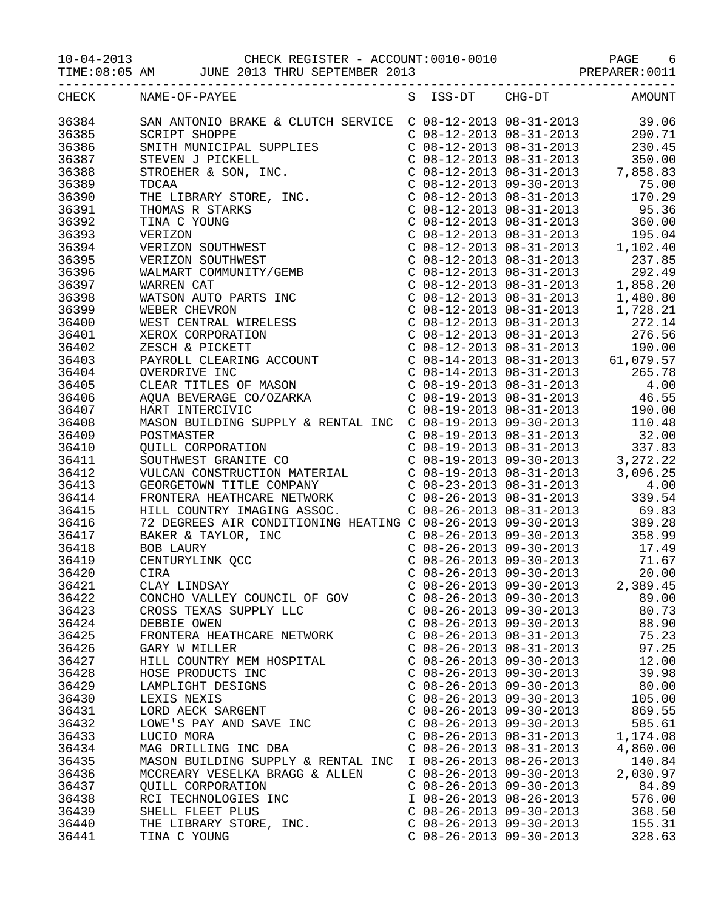10-04-2013 CHECK REGISTER - ACCOUNT:0010-0010 PAGE 6
TIME:08:05 AM JUNE 2013 THRU SEPTEMBER 2013 PREPARER:0011

| CHECK | NAME-OF-PAYEE | S | ISS-DT | CHG-DT | AMOUNT |
|---|---|---|---|---|---|
| 36384 | SAN ANTONIO BRAKE & CLUTCH SERVICE | C | 08-12-2013 | 08-31-2013 | 39.06 |
| 36385 | SCRIPT SHOPPE | C | 08-12-2013 | 08-31-2013 | 290.71 |
| 36386 | SMITH MUNICIPAL SUPPLIES | C | 08-12-2013 | 08-31-2013 | 230.45 |
| 36387 | STEVEN J PICKELL | C | 08-12-2013 | 08-31-2013 | 350.00 |
| 36388 | STROEHER & SON, INC. | C | 08-12-2013 | 08-31-2013 | 7,858.83 |
| 36389 | TDCAA | C | 08-12-2013 | 09-30-2013 | 75.00 |
| 36390 | THE LIBRARY STORE, INC. | C | 08-12-2013 | 08-31-2013 | 170.29 |
| 36391 | THOMAS R STARKS | C | 08-12-2013 | 08-31-2013 | 95.36 |
| 36392 | TINA C YOUNG | C | 08-12-2013 | 08-31-2013 | 360.00 |
| 36393 | VERIZON | C | 08-12-2013 | 08-31-2013 | 195.04 |
| 36394 | VERIZON SOUTHWEST | C | 08-12-2013 | 08-31-2013 | 1,102.40 |
| 36395 | VERIZON SOUTHWEST | C | 08-12-2013 | 08-31-2013 | 237.85 |
| 36396 | WALMART COMMUNITY/GEMB | C | 08-12-2013 | 08-31-2013 | 292.49 |
| 36397 | WARREN CAT | C | 08-12-2013 | 08-31-2013 | 1,858.20 |
| 36398 | WATSON AUTO PARTS INC | C | 08-12-2013 | 08-31-2013 | 1,480.80 |
| 36399 | WEBER CHEVRON | C | 08-12-2013 | 08-31-2013 | 1,728.21 |
| 36400 | WEST CENTRAL WIRELESS | C | 08-12-2013 | 08-31-2013 | 272.14 |
| 36401 | XEROX CORPORATION | C | 08-12-2013 | 08-31-2013 | 276.56 |
| 36402 | ZESCH & PICKETT | C | 08-12-2013 | 08-31-2013 | 190.00 |
| 36403 | PAYROLL CLEARING ACCOUNT | C | 08-14-2013 | 08-31-2013 | 61,079.57 |
| 36404 | OVERDRIVE INC | C | 08-14-2013 | 08-31-2013 | 265.78 |
| 36405 | CLEAR TITLES OF MASON | C | 08-19-2013 | 08-31-2013 | 4.00 |
| 36406 | AQUA BEVERAGE CO/OZARKA | C | 08-19-2013 | 08-31-2013 | 46.55 |
| 36407 | HART INTERCIVIC | C | 08-19-2013 | 08-31-2013 | 190.00 |
| 36408 | MASON BUILDING SUPPLY & RENTAL INC | C | 08-19-2013 | 09-30-2013 | 110.48 |
| 36409 | POSTMASTER | C | 08-19-2013 | 08-31-2013 | 32.00 |
| 36410 | QUILL CORPORATION | C | 08-19-2013 | 08-31-2013 | 337.83 |
| 36411 | SOUTHWEST GRANITE CO | C | 08-19-2013 | 09-30-2013 | 3,272.22 |
| 36412 | VULCAN CONSTRUCTION MATERIAL | C | 08-19-2013 | 08-31-2013 | 3,096.25 |
| 36413 | GEORGETOWN TITLE COMPANY | C | 08-23-2013 | 08-31-2013 | 4.00 |
| 36414 | FRONTERA HEATHCARE NETWORK | C | 08-26-2013 | 08-31-2013 | 339.54 |
| 36415 | HILL COUNTRY IMAGING ASSOC. | C | 08-26-2013 | 08-31-2013 | 69.83 |
| 36416 | 72 DEGREES AIR CONDITIONING HEATING | C | 08-26-2013 | 09-30-2013 | 389.28 |
| 36417 | BAKER & TAYLOR, INC | C | 08-26-2013 | 09-30-2013 | 358.99 |
| 36418 | BOB LAURY | C | 08-26-2013 | 09-30-2013 | 17.49 |
| 36419 | CENTURYLINK QCC | C | 08-26-2013 | 09-30-2013 | 71.67 |
| 36420 | CIRA | C | 08-26-2013 | 09-30-2013 | 20.00 |
| 36421 | CLAY LINDSAY | C | 08-26-2013 | 09-30-2013 | 2,389.45 |
| 36422 | CONCHO VALLEY COUNCIL OF GOV | C | 08-26-2013 | 09-30-2013 | 89.00 |
| 36423 | CROSS TEXAS SUPPLY LLC | C | 08-26-2013 | 09-30-2013 | 80.73 |
| 36424 | DEBBIE OWEN | C | 08-26-2013 | 09-30-2013 | 88.90 |
| 36425 | FRONTERA HEATHCARE NETWORK | C | 08-26-2013 | 08-31-2013 | 75.23 |
| 36426 | GARY W MILLER | C | 08-26-2013 | 08-31-2013 | 97.25 |
| 36427 | HILL COUNTRY MEM HOSPITAL | C | 08-26-2013 | 09-30-2013 | 12.00 |
| 36428 | HOSE PRODUCTS INC | C | 08-26-2013 | 09-30-2013 | 39.98 |
| 36429 | LAMPLIGHT DESIGNS | C | 08-26-2013 | 09-30-2013 | 80.00 |
| 36430 | LEXIS NEXIS | C | 08-26-2013 | 09-30-2013 | 105.00 |
| 36431 | LORD AECK SARGENT | C | 08-26-2013 | 09-30-2013 | 869.55 |
| 36432 | LOWE'S PAY AND SAVE INC | C | 08-26-2013 | 09-30-2013 | 585.61 |
| 36433 | LUCIO MORA | C | 08-26-2013 | 08-31-2013 | 1,174.08 |
| 36434 | MAG DRILLING INC DBA | C | 08-26-2013 | 08-31-2013 | 4,860.00 |
| 36435 | MASON BUILDING SUPPLY & RENTAL INC | I | 08-26-2013 | 08-26-2013 | 140.84 |
| 36436 | MCCREARY VESELKA BRAGG & ALLEN | C | 08-26-2013 | 09-30-2013 | 2,030.97 |
| 36437 | QUILL CORPORATION | C | 08-26-2013 | 09-30-2013 | 84.89 |
| 36438 | RCI TECHNOLOGIES INC | I | 08-26-2013 | 08-26-2013 | 576.00 |
| 36439 | SHELL FLEET PLUS | C | 08-26-2013 | 09-30-2013 | 368.50 |
| 36440 | THE LIBRARY STORE, INC. | C | 08-26-2013 | 09-30-2013 | 155.31 |
| 36441 | TINA C YOUNG | C | 08-26-2013 | 09-30-2013 | 328.63 |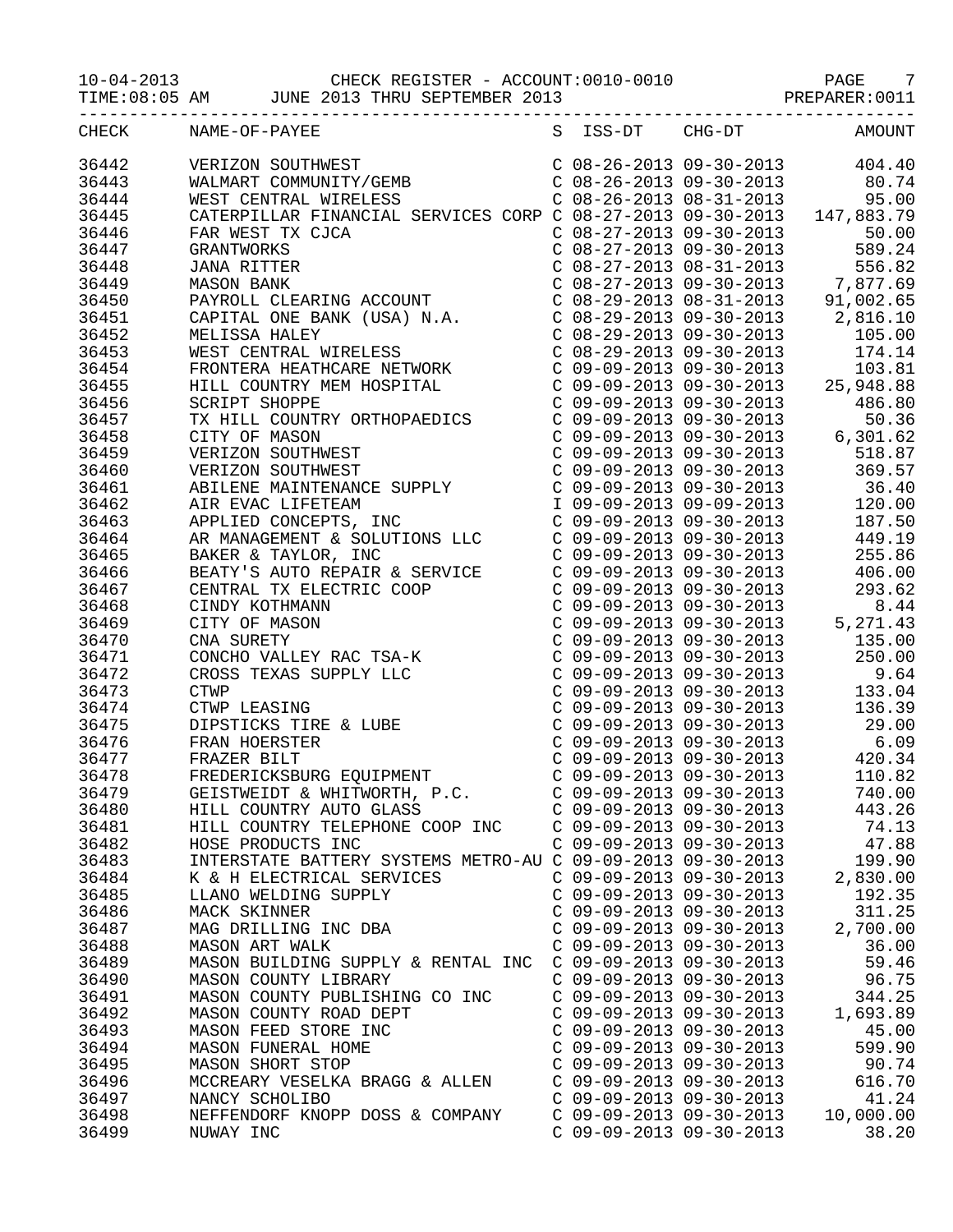10-04-2013 CHECK REGISTER - ACCOUNT:0010-0010

TIME:08:05 AM JUNE 2013 THRU SEPTEMBER 2013 PREPARER:0011

| CHECK | NAME-OF-PAYEE | S | ISS-DT | CHG-DT | AMOUNT |
|---|---|---|---|---|---|
| 36442 | VERIZON SOUTHWEST | C | 08-26-2013 | 09-30-2013 | 404.40 |
| 36443 | WALMART COMMUNITY/GEMB | C | 08-26-2013 | 09-30-2013 | 80.74 |
| 36444 | WEST CENTRAL WIRELESS | C | 08-26-2013 | 08-31-2013 | 95.00 |
| 36445 | CATERPILLAR FINANCIAL SERVICES CORP | C | 08-27-2013 | 09-30-2013 | 147,883.79 |
| 36446 | FAR WEST TX CJCA | C | 08-27-2013 | 09-30-2013 | 50.00 |
| 36447 | GRANTWORKS | C | 08-27-2013 | 09-30-2013 | 589.24 |
| 36448 | JANA RITTER | C | 08-27-2013 | 08-31-2013 | 556.82 |
| 36449 | MASON BANK | C | 08-27-2013 | 09-30-2013 | 7,877.69 |
| 36450 | PAYROLL CLEARING ACCOUNT | C | 08-29-2013 | 08-31-2013 | 91,002.65 |
| 36451 | CAPITAL ONE BANK (USA) N.A. | C | 08-29-2013 | 09-30-2013 | 2,816.10 |
| 36452 | MELISSA HALEY | C | 08-29-2013 | 09-30-2013 | 105.00 |
| 36453 | WEST CENTRAL WIRELESS | C | 08-29-2013 | 09-30-2013 | 174.14 |
| 36454 | FRONTERA HEATHCARE NETWORK | C | 09-09-2013 | 09-30-2013 | 103.81 |
| 36455 | HILL COUNTRY MEM HOSPITAL | C | 09-09-2013 | 09-30-2013 | 25,948.88 |
| 36456 | SCRIPT SHOPPE | C | 09-09-2013 | 09-30-2013 | 486.80 |
| 36457 | TX HILL COUNTRY ORTHOPAEDICS | C | 09-09-2013 | 09-30-2013 | 50.36 |
| 36458 | CITY OF MASON | C | 09-09-2013 | 09-30-2013 | 6,301.62 |
| 36459 | VERIZON SOUTHWEST | C | 09-09-2013 | 09-30-2013 | 518.87 |
| 36460 | VERIZON SOUTHWEST | C | 09-09-2013 | 09-30-2013 | 369.57 |
| 36461 | ABILENE MAINTENANCE SUPPLY | C | 09-09-2013 | 09-30-2013 | 36.40 |
| 36462 | AIR EVAC LIFETEAM | I | 09-09-2013 | 09-09-2013 | 120.00 |
| 36463 | APPLIED CONCEPTS, INC | C | 09-09-2013 | 09-30-2013 | 187.50 |
| 36464 | AR MANAGEMENT & SOLUTIONS LLC | C | 09-09-2013 | 09-30-2013 | 449.19 |
| 36465 | BAKER & TAYLOR, INC | C | 09-09-2013 | 09-30-2013 | 255.86 |
| 36466 | BEATY'S AUTO REPAIR & SERVICE | C | 09-09-2013 | 09-30-2013 | 406.00 |
| 36467 | CENTRAL TX ELECTRIC COOP | C | 09-09-2013 | 09-30-2013 | 293.62 |
| 36468 | CINDY KOTHMANN | C | 09-09-2013 | 09-30-2013 | 8.44 |
| 36469 | CITY OF MASON | C | 09-09-2013 | 09-30-2013 | 5,271.43 |
| 36470 | CNA SURETY | C | 09-09-2013 | 09-30-2013 | 135.00 |
| 36471 | CONCHO VALLEY RAC TSA-K | C | 09-09-2013 | 09-30-2013 | 250.00 |
| 36472 | CROSS TEXAS SUPPLY LLC | C | 09-09-2013 | 09-30-2013 | 9.64 |
| 36473 | CTWP | C | 09-09-2013 | 09-30-2013 | 133.04 |
| 36474 | CTWP LEASING | C | 09-09-2013 | 09-30-2013 | 136.39 |
| 36475 | DIPSTICKS TIRE & LUBE | C | 09-09-2013 | 09-30-2013 | 29.00 |
| 36476 | FRAN HOERSTER | C | 09-09-2013 | 09-30-2013 | 6.09 |
| 36477 | FRAZER BILT | C | 09-09-2013 | 09-30-2013 | 420.34 |
| 36478 | FREDERICKSBURG EQUIPMENT | C | 09-09-2013 | 09-30-2013 | 110.82 |
| 36479 | GEISTWEIDT & WHITWORTH, P.C. | C | 09-09-2013 | 09-30-2013 | 740.00 |
| 36480 | HILL COUNTRY AUTO GLASS | C | 09-09-2013 | 09-30-2013 | 443.26 |
| 36481 | HILL COUNTRY TELEPHONE COOP INC | C | 09-09-2013 | 09-30-2013 | 74.13 |
| 36482 | HOSE PRODUCTS INC | C | 09-09-2013 | 09-30-2013 | 47.88 |
| 36483 | INTERSTATE BATTERY SYSTEMS METRO-AU | C | 09-09-2013 | 09-30-2013 | 199.90 |
| 36484 | K & H ELECTRICAL SERVICES | C | 09-09-2013 | 09-30-2013 | 2,830.00 |
| 36485 | LLANO WELDING SUPPLY | C | 09-09-2013 | 09-30-2013 | 192.35 |
| 36486 | MACK SKINNER | C | 09-09-2013 | 09-30-2013 | 311.25 |
| 36487 | MAG DRILLING INC DBA | C | 09-09-2013 | 09-30-2013 | 2,700.00 |
| 36488 | MASON ART WALK | C | 09-09-2013 | 09-30-2013 | 36.00 |
| 36489 | MASON BUILDING SUPPLY & RENTAL INC | C | 09-09-2013 | 09-30-2013 | 59.46 |
| 36490 | MASON COUNTY LIBRARY | C | 09-09-2013 | 09-30-2013 | 96.75 |
| 36491 | MASON COUNTY PUBLISHING CO INC | C | 09-09-2013 | 09-30-2013 | 344.25 |
| 36492 | MASON COUNTY ROAD DEPT | C | 09-09-2013 | 09-30-2013 | 1,693.89 |
| 36493 | MASON FEED STORE INC | C | 09-09-2013 | 09-30-2013 | 45.00 |
| 36494 | MASON FUNERAL HOME | C | 09-09-2013 | 09-30-2013 | 599.90 |
| 36495 | MASON SHORT STOP | C | 09-09-2013 | 09-30-2013 | 90.74 |
| 36496 | MCCREARY VESELKA BRAGG & ALLEN | C | 09-09-2013 | 09-30-2013 | 616.70 |
| 36497 | NANCY SCHOLIBO | C | 09-09-2013 | 09-30-2013 | 41.24 |
| 36498 | NEFFENDORF KNOPP DOSS & COMPANY | C | 09-09-2013 | 09-30-2013 | 10,000.00 |
| 36499 | NUWAY INC | C | 09-09-2013 | 09-30-2013 | 38.20 |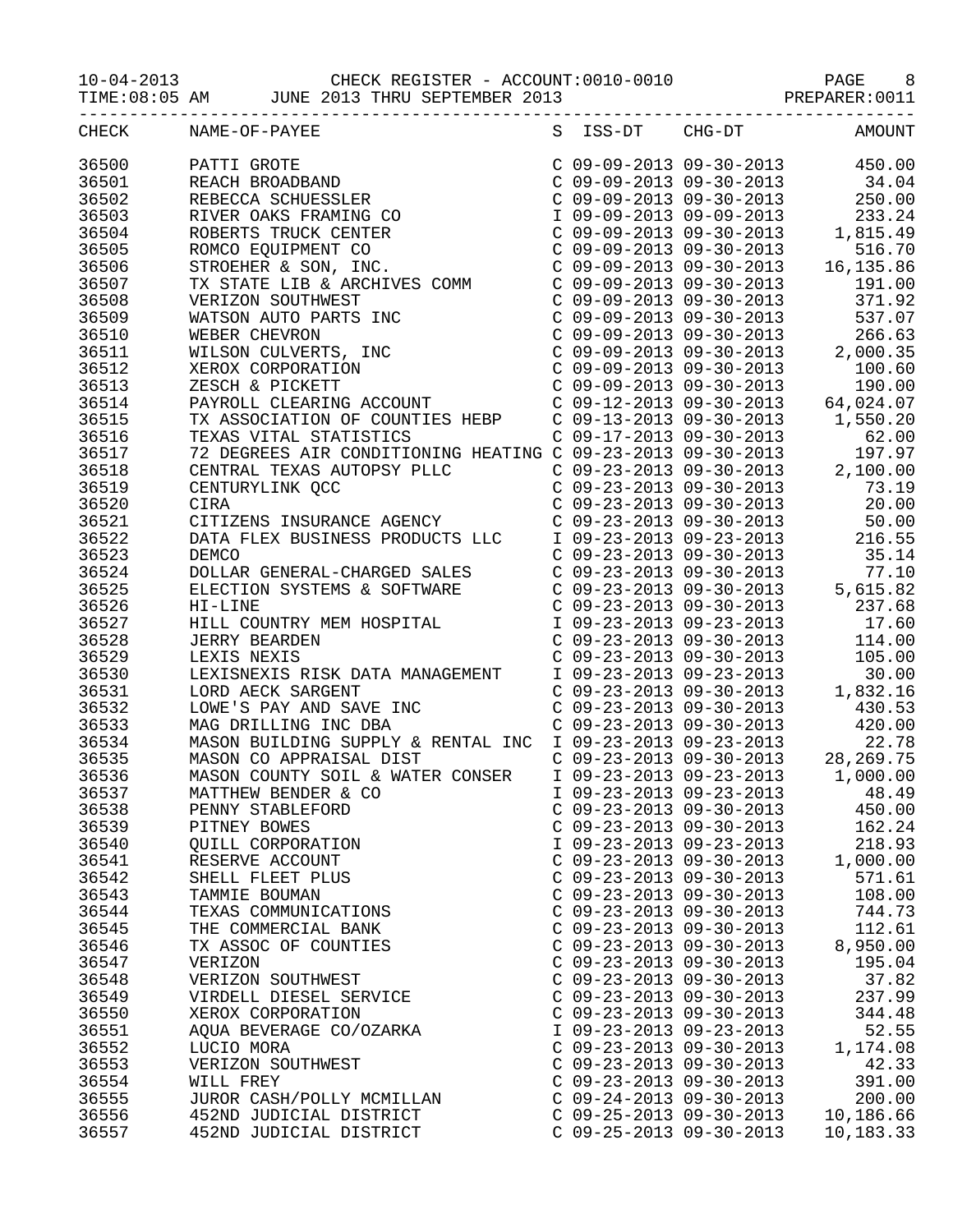10-04-2013 CHECK REGISTER - ACCOUNT:0010-0010
TIME:08:05 AM JUNE 2013 THRU SEPTEMBER 2013 PREPARER:0011

| CHECK | NAME-OF-PAYEE | S | ISS-DT | CHG-DT | AMOUNT |
|---|---|---|---|---|---|
| 36500 | PATTI GROTE | C | 09-09-2013 | 09-30-2013 | 450.00 |
| 36501 | REACH BROADBAND | C | 09-09-2013 | 09-30-2013 | 34.04 |
| 36502 | REBECCA SCHUESSLER | C | 09-09-2013 | 09-30-2013 | 250.00 |
| 36503 | RIVER OAKS FRAMING CO | I | 09-09-2013 | 09-09-2013 | 233.24 |
| 36504 | ROBERTS TRUCK CENTER | C | 09-09-2013 | 09-30-2013 | 1,815.49 |
| 36505 | ROMCO EQUIPMENT CO | C | 09-09-2013 | 09-30-2013 | 516.70 |
| 36506 | STROEHER & SON, INC. | C | 09-09-2013 | 09-30-2013 | 16,135.86 |
| 36507 | TX STATE LIB & ARCHIVES COMM | C | 09-09-2013 | 09-30-2013 | 191.00 |
| 36508 | VERIZON SOUTHWEST | C | 09-09-2013 | 09-30-2013 | 371.92 |
| 36509 | WATSON AUTO PARTS INC | C | 09-09-2013 | 09-30-2013 | 537.07 |
| 36510 | WEBER CHEVRON | C | 09-09-2013 | 09-30-2013 | 266.63 |
| 36511 | WILSON CULVERTS, INC | C | 09-09-2013 | 09-30-2013 | 2,000.35 |
| 36512 | XEROX CORPORATION | C | 09-09-2013 | 09-30-2013 | 100.60 |
| 36513 | ZESCH & PICKETT | C | 09-09-2013 | 09-30-2013 | 190.00 |
| 36514 | PAYROLL CLEARING ACCOUNT | C | 09-12-2013 | 09-30-2013 | 64,024.07 |
| 36515 | TX ASSOCIATION OF COUNTIES HEBP | C | 09-13-2013 | 09-30-2013 | 1,550.20 |
| 36516 | TEXAS VITAL STATISTICS | C | 09-17-2013 | 09-30-2013 | 62.00 |
| 36517 | 72 DEGREES AIR CONDITIONING HEATING | C | 09-23-2013 | 09-30-2013 | 197.97 |
| 36518 | CENTRAL TEXAS AUTOPSY PLLC | C | 09-23-2013 | 09-30-2013 | 2,100.00 |
| 36519 | CENTURYLINK QCC | C | 09-23-2013 | 09-30-2013 | 73.19 |
| 36520 | CIRA | C | 09-23-2013 | 09-30-2013 | 20.00 |
| 36521 | CITIZENS INSURANCE AGENCY | C | 09-23-2013 | 09-30-2013 | 50.00 |
| 36522 | DATA FLEX BUSINESS PRODUCTS LLC | I | 09-23-2013 | 09-23-2013 | 216.55 |
| 36523 | DEMCO | C | 09-23-2013 | 09-30-2013 | 35.14 |
| 36524 | DOLLAR GENERAL-CHARGED SALES | C | 09-23-2013 | 09-30-2013 | 77.10 |
| 36525 | ELECTION SYSTEMS & SOFTWARE | C | 09-23-2013 | 09-30-2013 | 5,615.82 |
| 36526 | HI-LINE | C | 09-23-2013 | 09-30-2013 | 237.68 |
| 36527 | HILL COUNTRY MEM HOSPITAL | I | 09-23-2013 | 09-23-2013 | 17.60 |
| 36528 | JERRY BEARDEN | C | 09-23-2013 | 09-30-2013 | 114.00 |
| 36529 | LEXIS NEXIS | C | 09-23-2013 | 09-30-2013 | 105.00 |
| 36530 | LEXISNEXIS RISK DATA MANAGEMENT | I | 09-23-2013 | 09-23-2013 | 30.00 |
| 36531 | LORD AECK SARGENT | C | 09-23-2013 | 09-30-2013 | 1,832.16 |
| 36532 | LOWE'S PAY AND SAVE INC | C | 09-23-2013 | 09-30-2013 | 430.53 |
| 36533 | MAG DRILLING INC DBA | C | 09-23-2013 | 09-30-2013 | 420.00 |
| 36534 | MASON BUILDING SUPPLY & RENTAL INC | I | 09-23-2013 | 09-23-2013 | 22.78 |
| 36535 | MASON CO APPRAISAL DIST | C | 09-23-2013 | 09-30-2013 | 28,269.75 |
| 36536 | MASON COUNTY SOIL & WATER CONSER | I | 09-23-2013 | 09-23-2013 | 1,000.00 |
| 36537 | MATTHEW BENDER & CO | I | 09-23-2013 | 09-23-2013 | 48.49 |
| 36538 | PENNY STABLEFORD | C | 09-23-2013 | 09-30-2013 | 450.00 |
| 36539 | PITNEY BOWES | C | 09-23-2013 | 09-30-2013 | 162.24 |
| 36540 | QUILL CORPORATION | I | 09-23-2013 | 09-23-2013 | 218.93 |
| 36541 | RESERVE ACCOUNT | C | 09-23-2013 | 09-30-2013 | 1,000.00 |
| 36542 | SHELL FLEET PLUS | C | 09-23-2013 | 09-30-2013 | 571.61 |
| 36543 | TAMMIE BOUMAN | C | 09-23-2013 | 09-30-2013 | 108.00 |
| 36544 | TEXAS COMMUNICATIONS | C | 09-23-2013 | 09-30-2013 | 744.73 |
| 36545 | THE COMMERCIAL BANK | C | 09-23-2013 | 09-30-2013 | 112.61 |
| 36546 | TX ASSOC OF COUNTIES | C | 09-23-2013 | 09-30-2013 | 8,950.00 |
| 36547 | VERIZON | C | 09-23-2013 | 09-30-2013 | 195.04 |
| 36548 | VERIZON SOUTHWEST | C | 09-23-2013 | 09-30-2013 | 37.82 |
| 36549 | VIRDELL DIESEL SERVICE | C | 09-23-2013 | 09-30-2013 | 237.99 |
| 36550 | XEROX CORPORATION | C | 09-23-2013 | 09-30-2013 | 344.48 |
| 36551 | AQUA BEVERAGE CO/OZARKA | I | 09-23-2013 | 09-23-2013 | 52.55 |
| 36552 | LUCIO MORA | C | 09-23-2013 | 09-30-2013 | 1,174.08 |
| 36553 | VERIZON SOUTHWEST | C | 09-23-2013 | 09-30-2013 | 42.33 |
| 36554 | WILL FREY | C | 09-23-2013 | 09-30-2013 | 391.00 |
| 36555 | JUROR CASH/POLLY MCMILLAN | C | 09-24-2013 | 09-30-2013 | 200.00 |
| 36556 | 452ND JUDICIAL DISTRICT | C | 09-25-2013 | 09-30-2013 | 10,186.66 |
| 36557 | 452ND JUDICIAL DISTRICT | C | 09-25-2013 | 09-30-2013 | 10,183.33 |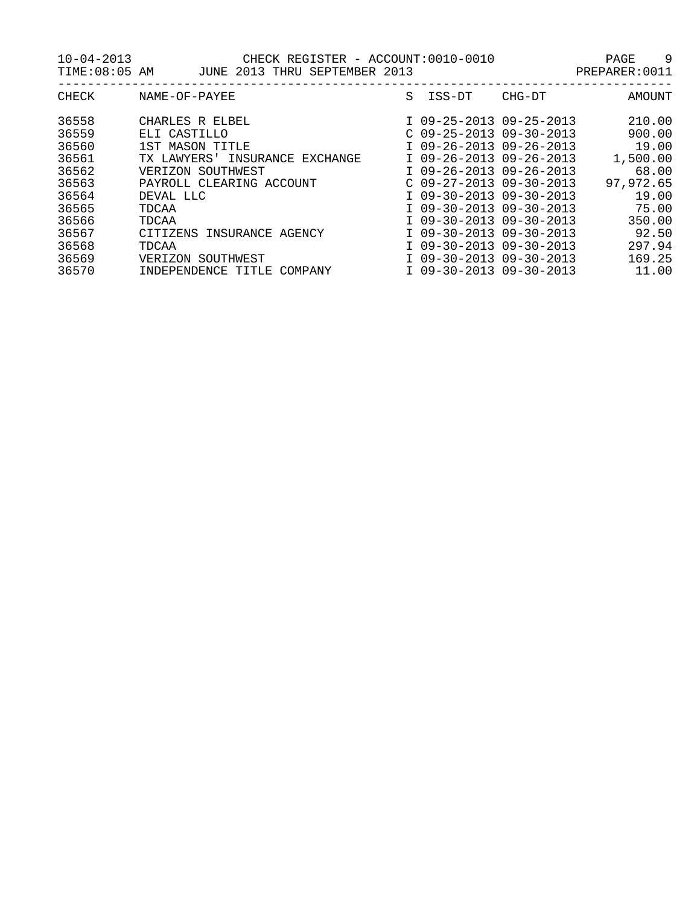10-04-2013 CHECK REGISTER - ACCOUNT:0010-0010
TIME:08:05 AM JUNE 2013 THRU SEPTEMBER 2013 PREPARER:0011

| CHECK | NAME-OF-PAYEE | S | ISS-DT | CHG-DT | AMOUNT |
|---|---|---|---|---|---|
| 36558 | CHARLES R ELBEL | I | 09-25-2013 | 09-25-2013 | 210.00 |
| 36559 | ELI CASTILLO | C | 09-25-2013 | 09-30-2013 | 900.00 |
| 36560 | 1ST MASON TITLE | I | 09-26-2013 | 09-26-2013 | 19.00 |
| 36561 | TX LAWYERS' INSURANCE EXCHANGE | I | 09-26-2013 | 09-26-2013 | 1,500.00 |
| 36562 | VERIZON SOUTHWEST | I | 09-26-2013 | 09-26-2013 | 68.00 |
| 36563 | PAYROLL CLEARING ACCOUNT | C | 09-27-2013 | 09-30-2013 | 97,972.65 |
| 36564 | DEVAL LLC | I | 09-30-2013 | 09-30-2013 | 19.00 |
| 36565 | TDCAA | I | 09-30-2013 | 09-30-2013 | 75.00 |
| 36566 | TDCAA | I | 09-30-2013 | 09-30-2013 | 350.00 |
| 36567 | CITIZENS INSURANCE AGENCY | I | 09-30-2013 | 09-30-2013 | 92.50 |
| 36568 | TDCAA | I | 09-30-2013 | 09-30-2013 | 297.94 |
| 36569 | VERIZON SOUTHWEST | I | 09-30-2013 | 09-30-2013 | 169.25 |
| 36570 | INDEPENDENCE TITLE COMPANY | I | 09-30-2013 | 09-30-2013 | 11.00 |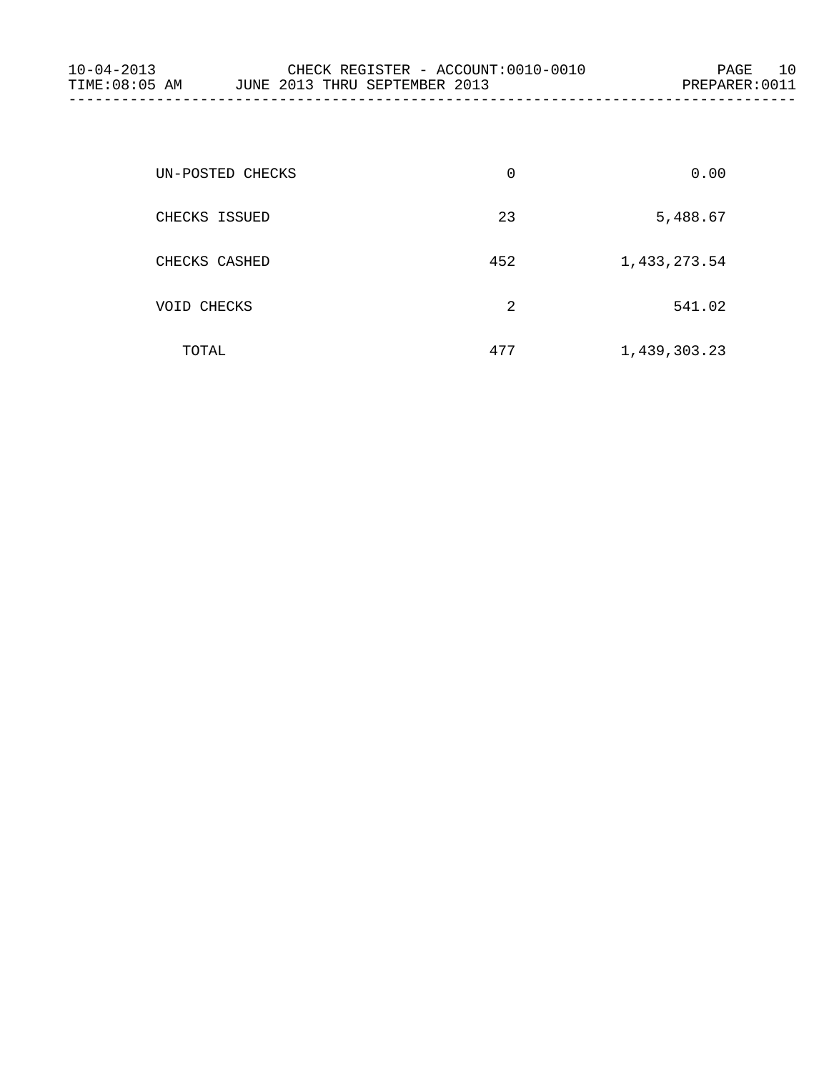| | | |
|---|---|---|
| UN-POSTED CHECKS | 0 | 0.00 |
| CHECKS ISSUED | 23 | 5,488.67 |
| CHECKS CASHED | 452 | 1,433,273.54 |
| VOID CHECKS | 2 | 541.02 |
| TOTAL | 477 | 1,439,303.23 |